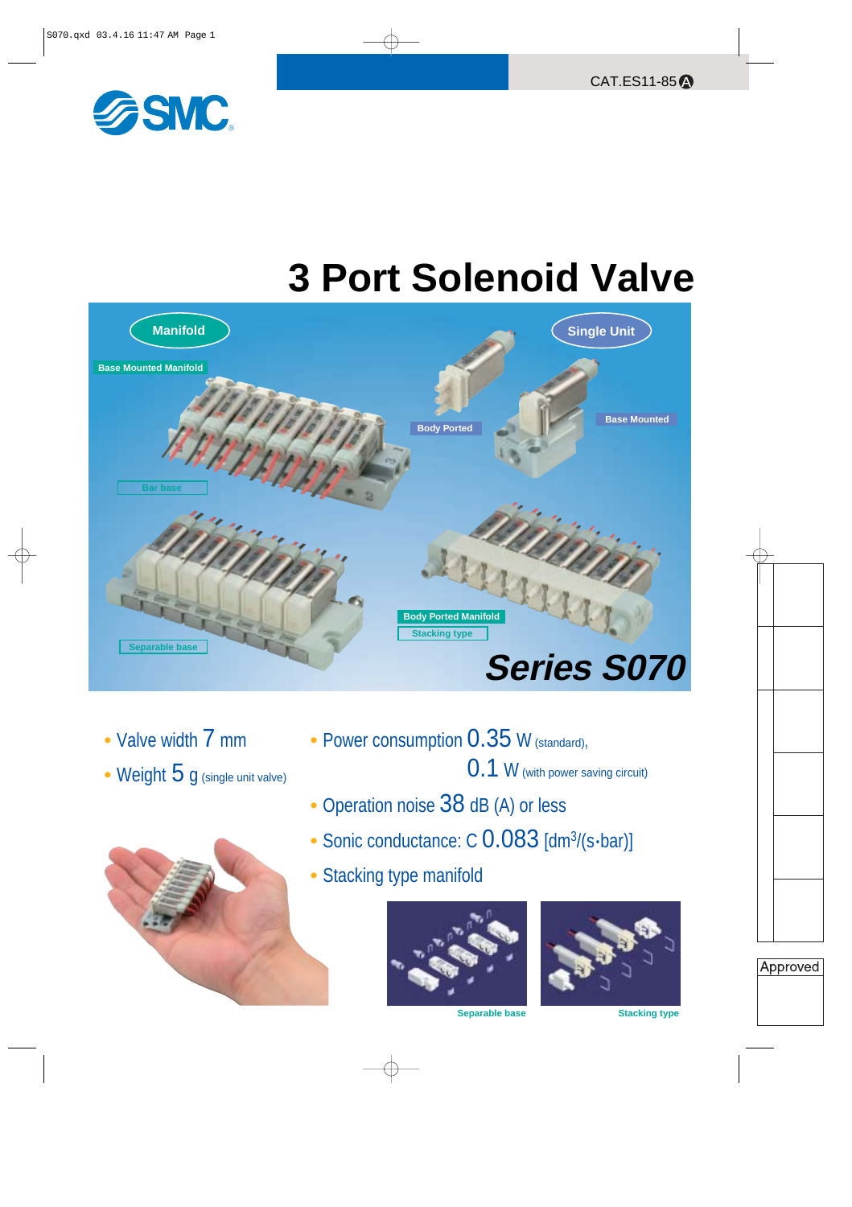CAT.ES11-85 A

# 3 Port Solenoid Valve

Manifold

Base Mounted Manifold

Bar base

Separable base

Single Unit

Body Ported

Base Mounted

Body Ported Manifold

Stacking type

## Series S070

- Valve width 7 mm
- Weight 5 g (single unit valve)
- Power consumption 0.35 W (standard), 0.1 W (with power saving circuit)
- Operation noise 38 dB (A) or less
- Sonic conductance: C 0.083 [$dm^3/(s \cdot bar)$]
- Stacking type manifold

Separable base

Stacking type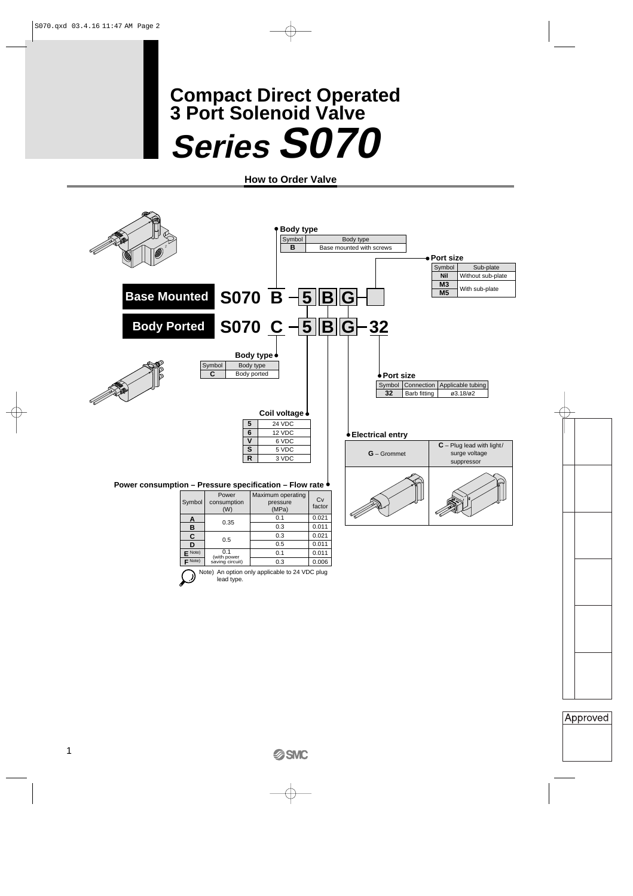# Compact Direct Operated 3 Port Solenoid Valve

# *Series S070*

## How to Order Valve

**Base Mounted** S070 B – 5 B G [ ]

**Body Ported** S070 C – 5 B G – 32

### ● Body type (Base Mounted)

| Symbol | Body type |
|---|---|
| **B** | Base mounted with screws |

### ● Body type (Body Ported)

| Symbol | Body type |
|---|---|
| **C** | Body ported |

### ● Port size (Base Mounted)

| Symbol | Sub-plate |
|---|---|
| **Nil** | Without sub-plate |
| **M3** | With sub-plate |
| **M5** | With sub-plate |

### ● Port size (Body Ported)

| Symbol | Connection | Applicable tubing |
|---|---|---|
| **32** | Barb fitting | ø3.18/ø2 |

### ● Coil voltage

| Symbol | Voltage |
|---|---|
| **5** | 24 VDC |
| **6** | 12 VDC |
| **V** | 6 VDC |
| **S** | 5 VDC |
| **R** | 3 VDC |

### ● Electrical entry

| **G** – Grommet | **C** – Plug lead with light/surge voltage suppressor |
|---|---|

### ● Power consumption – Pressure specification – Flow rate

| Symbol | Power consumption (W) | Maximum operating pressure (MPa) | Cv factor |
|---|---|---|---|
| **A** | 0.35 | 0.1 | 0.021 |
| **B** | 0.35 | 0.3 | 0.011 |
| **C** | 0.5 | 0.3 | 0.021 |
| **D** | 0.5 | 0.5 | 0.011 |
| **E** Note) | 0.1 (with power saving circuit) | 0.1 | 0.011 |
| **F** Note) | 0.1 (with power saving circuit) | 0.3 | 0.006 |

Note) An option only applicable to 24 VDC plug lead type.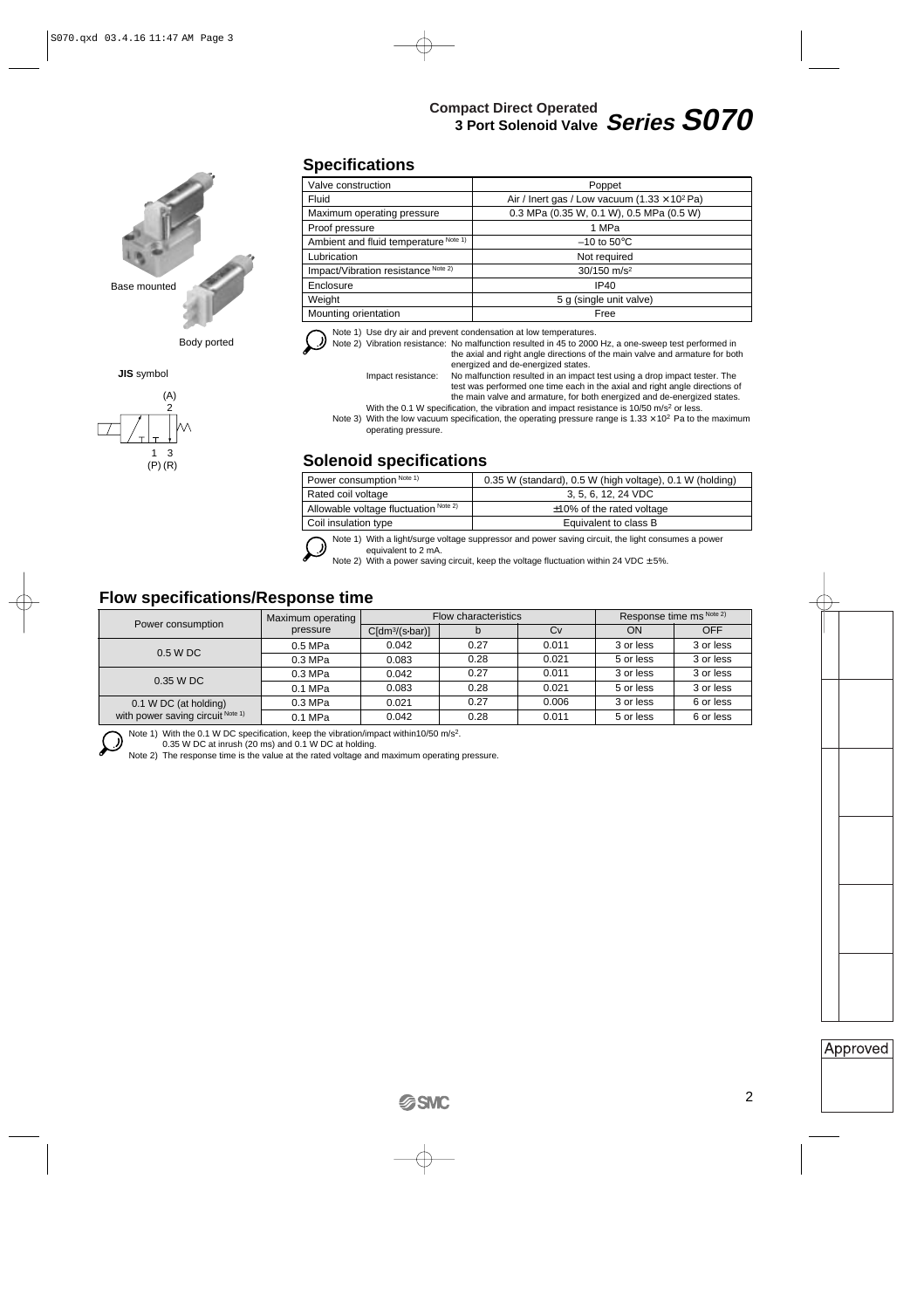# Compact Direct Operated 3 Port Solenoid Valve *Series S070*

Base mounted

Body ported

**JIS** symbol

(A) 2

1 3
(P) (R)

## Specifications

| Valve construction | Poppet |
|---|---|
| Fluid | Air / Inert gas / Low vacuum ($1.33 \times 10^2$ Pa) |
| Maximum operating pressure | 0.3 MPa (0.35 W, 0.1 W), 0.5 MPa (0.5 W) |
| Proof pressure | 1 MPa |
| Ambient and fluid temperature Note 1) | –10 to 50°C |
| Lubrication | Not required |
| Impact/Vibration resistance Note 2) | 30/150 m/s² |
| Enclosure | IP40 |
| Weight | 5 g (single unit valve) |
| Mounting orientation | Free |

Note 1) Use dry air and prevent condensation at low temperatures.

Note 2) Vibration resistance: No malfunction resulted in 45 to 2000 Hz, a one-sweep test performed in the axial and right angle directions of the main valve and armature for both energized and de-energized states.

Impact resistance: No malfunction resulted in an impact test using a drop impact tester. The test was performed one time each in the axial and right angle directions of the main valve and armature, for both energized and de-energized states.

With the 0.1 W specification, the vibration and impact resistance is 10/50 m/s² or less.

Note 3) With the low vacuum specification, the operating pressure range is $1.33 \times 10^2$ Pa to the maximum operating pressure.

## Solenoid specifications

| Power consumption Note 1) | 0.35 W (standard), 0.5 W (high voltage), 0.1 W (holding) |
|---|---|
| Rated coil voltage | 3, 5, 6, 12, 24 VDC |
| Allowable voltage fluctuation Note 2) | ±10% of the rated voltage |
| Coil insulation type | Equivalent to class B |

Note 1) With a light/surge voltage suppressor and power saving circuit, the light consumes a power equivalent to 2 mA.

Note 2) With a power saving circuit, keep the voltage fluctuation within 24 VDC ±5%.

## Flow specifications/Response time

| Power consumption | Maximum operating pressure | Flow characteristics | | | Response time ms Note 2) | |
|---|---|---|---|---|---|---|
| | | C[dm³/(s·bar)] | b | Cv | ON | OFF |
| 0.5 W DC | 0.5 MPa | 0.042 | 0.27 | 0.011 | 3 or less | 3 or less |
| | 0.3 MPa | 0.083 | 0.28 | 0.021 | 5 or less | 3 or less |
| 0.35 W DC | 0.3 MPa | 0.042 | 0.27 | 0.011 | 3 or less | 3 or less |
| | 0.1 MPa | 0.083 | 0.28 | 0.021 | 5 or less | 3 or less |
| 0.1 W DC (at holding) with power saving circuit Note 1) | 0.3 MPa | 0.021 | 0.27 | 0.006 | 3 or less | 6 or less |
| | 0.1 MPa | 0.042 | 0.28 | 0.011 | 5 or less | 6 or less |

Note 1) With the 0.1 W DC specification, keep the vibration/impact within10/50 m/s².
0.35 W DC at inrush (20 ms) and 0.1 W DC at holding.

Note 2) The response time is the value at the rated voltage and maximum operating pressure.

Approved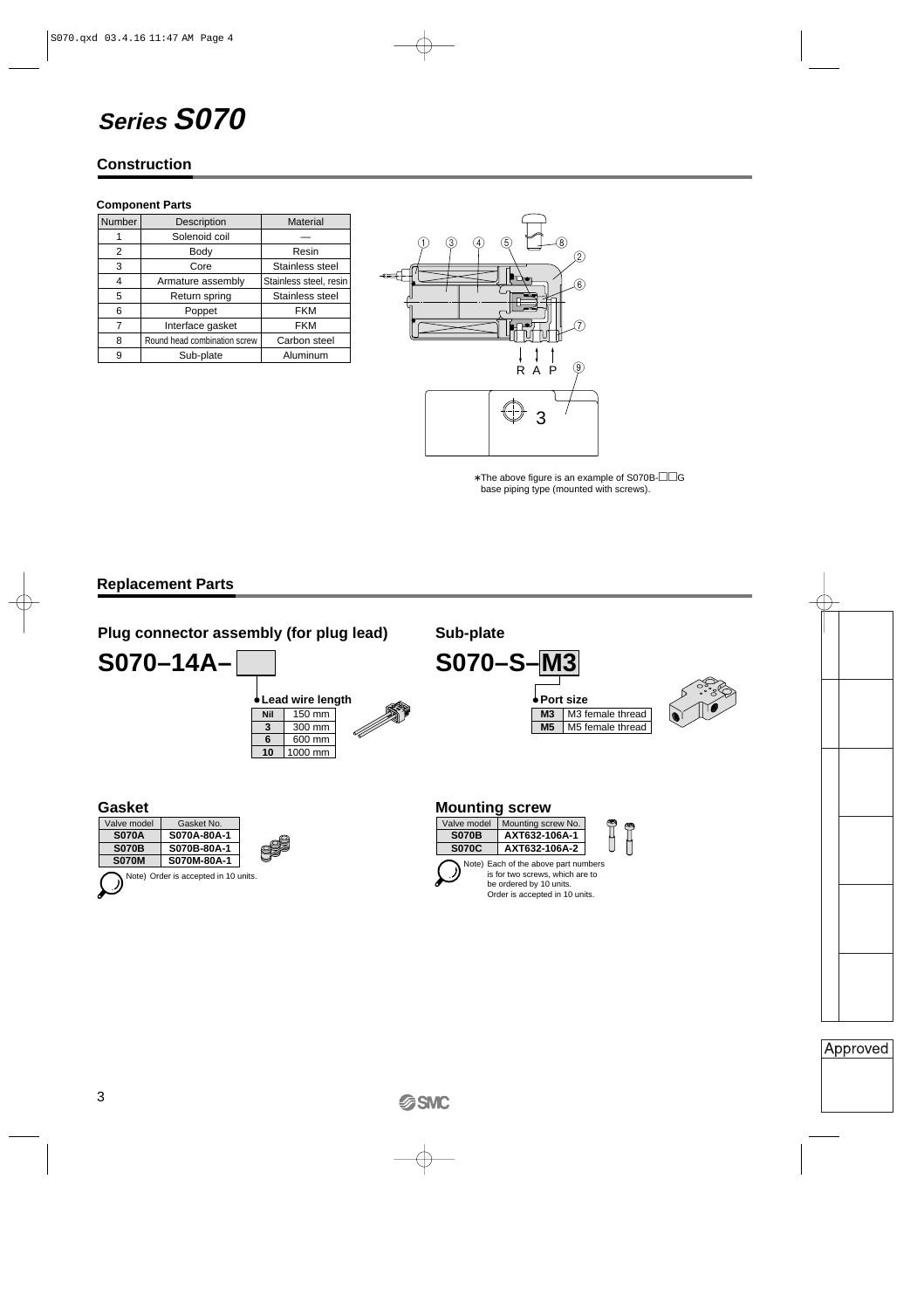# Series S070

## Construction

### Component Parts

| Number | Description | Material |
|---|---|---|
| 1 | Solenoid coil | — |
| 2 | Body | Resin |
| 3 | Core | Stainless steel |
| 4 | Armature assembly | Stainless steel, resin |
| 5 | Return spring | Stainless steel |
| 6 | Poppet | FKM |
| 7 | Interface gasket | FKM |
| 8 | Round head combination screw | Carbon steel |
| 9 | Sub-plate | Aluminum |

R A P

∗The above figure is an example of S070B-□□G base piping type (mounted with screws).

## Replacement Parts

### Plug connector assembly (for plug lead)

**S070–14A–□**

●Lead wire length

| | |
|---|---|
| **Nil** | 150 mm |
| **3** | 300 mm |
| **6** | 600 mm |
| **10** | 1000 mm |

### Sub-plate

**S070–S–M3**

●Port size

| | |
|---|---|
| **M3** | M3 female thread |
| **M5** | M5 female thread |

### Gasket

| Valve model | Gasket No. |
|---|---|
| **S070A** | **S070A-80A-1** |
| **S070B** | **S070B-80A-1** |
| **S070M** | **S070M-80A-1** |

Note) Order is accepted in 10 units.

### Mounting screw

| Valve model | Mounting screw No. |
|---|---|
| **S070B** | **AXT632-106A-1** |
| **S070C** | **AXT632-106A-2** |

Note) Each of the above part numbers is for two screws, which are to be ordered by 10 units. Order is accepted in 10 units.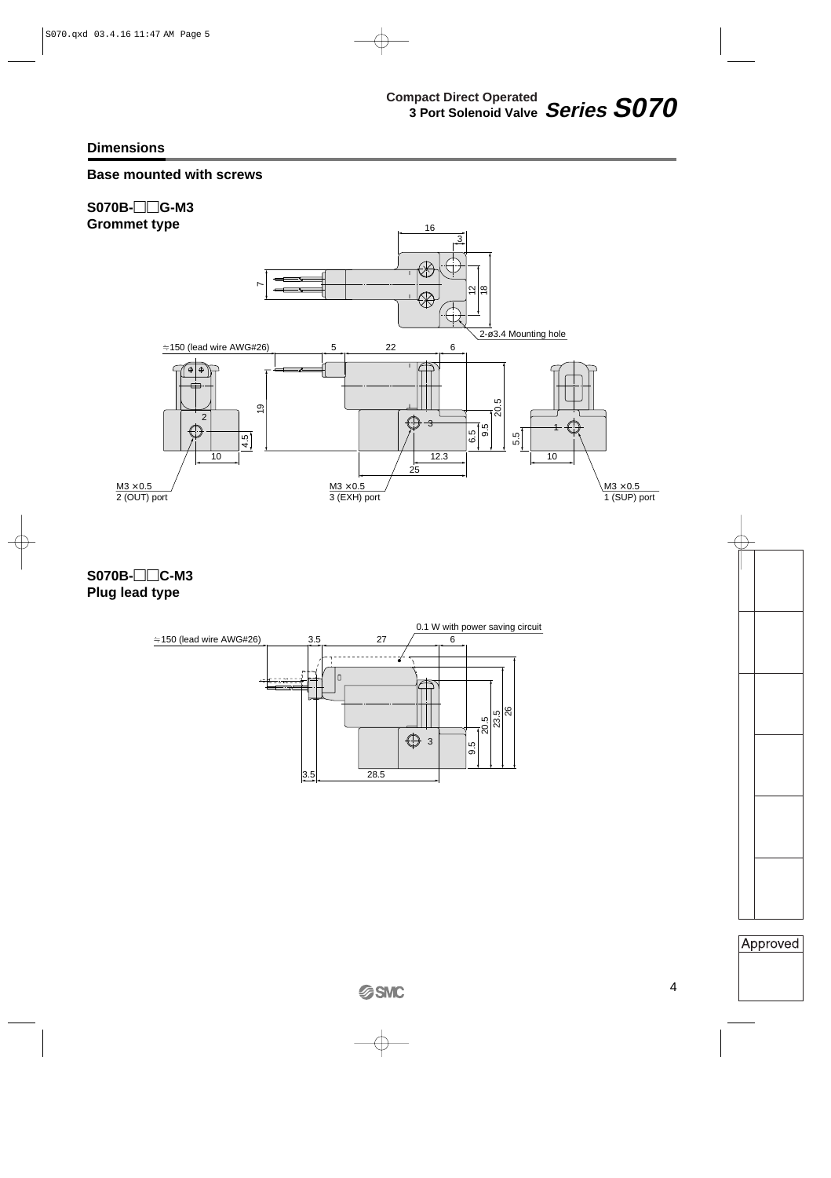## Dimensions

### Base mounted with screws

**S070B-□□G-M3**
**Grommet type**

16

3

7

12

18

2-ø3.4 Mounting hole

≒150 (lead wire AWG#26)

5

22

6

19

2

4.5

10

3

20.5

9.5

6.5

12.3

25

5.5

1

10

M3 × 0.5
2 (OUT) port

M3 × 0.5
3 (EXH) port

M3 × 0.5
1 (SUP) port

**S070B-□□C-M3**
**Plug lead type**

0.1 W with power saving circuit

≒150 (lead wire AWG#26)

3.5

27

6

3

9.5

20.5

23.5

26

3.5

28.5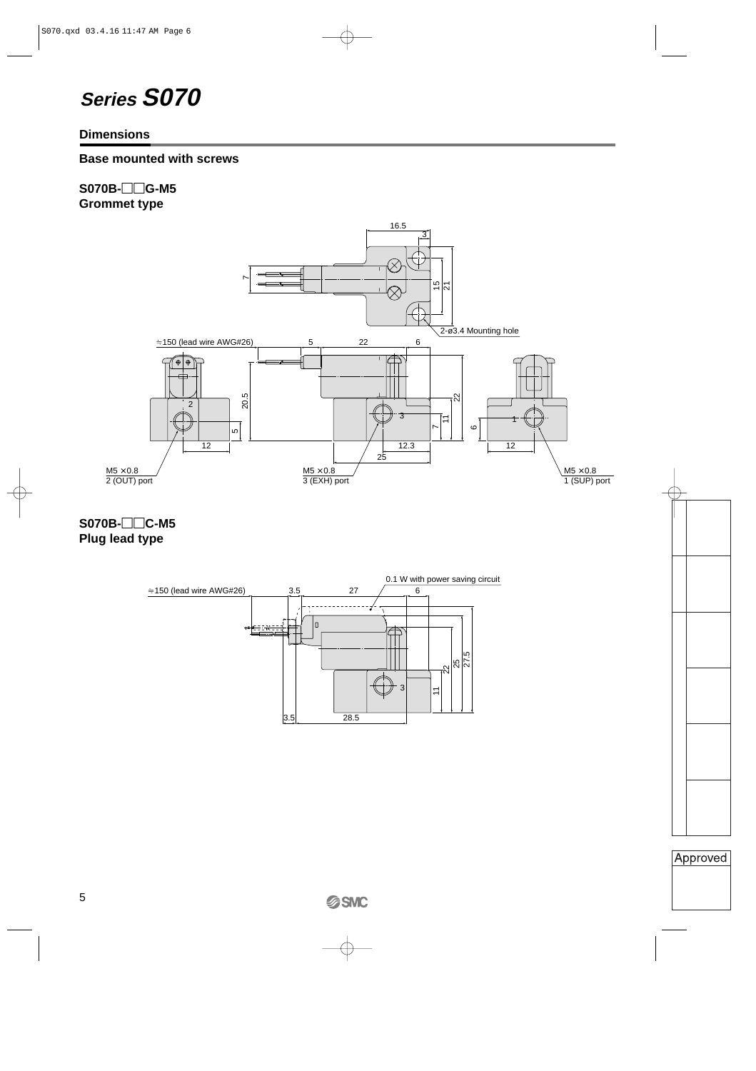# Series S070

## Dimensions

### Base mounted with screws

**S070B-□□G-M5**
**Grommet type**

16.5

3

7

15

21

2-ø3.4 Mounting hole

≒150 (lead wire AWG#26)

5

22

6

2

20.5

5

12

22

3

7

11

12.3

25

6

1

12

M5 ×0.8
2 (OUT) port

M5 ×0.8
3 (EXH) port

M5 ×0.8
1 (SUP) port

**S070B-□□C-M5**
**Plug lead type**

0.1 W with power saving circuit

≒150 (lead wire AWG#26)

3.5

27

6

22

25

27.5

3

11

3.5

28.5

Approved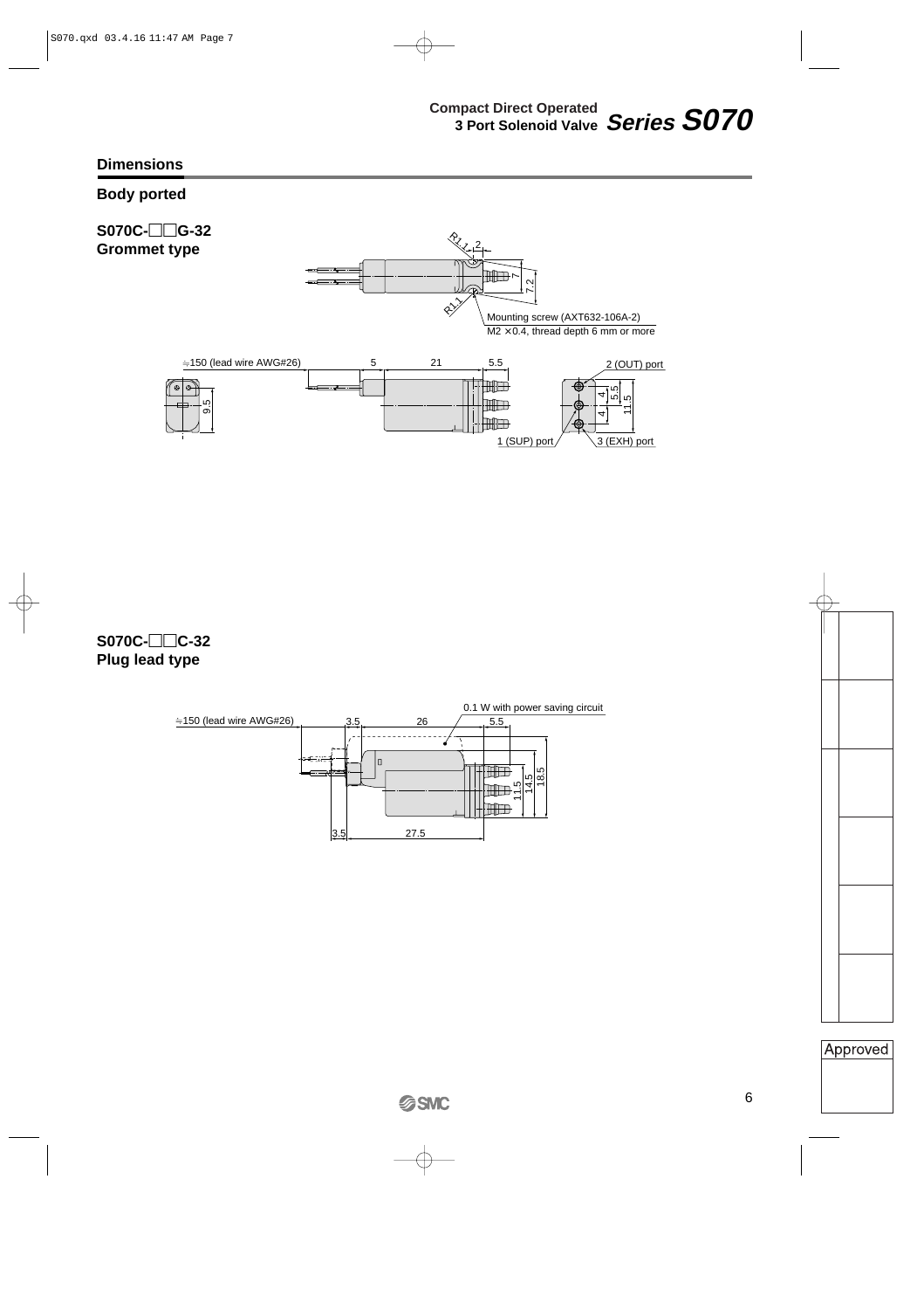## Dimensions

### Body ported

**S070C-□□G-32**
**Grommet type**

R1.1
2
7
7.2
R1.1
Mounting screw (AXT632-106A-2)
M2 × 0.4, thread depth 6 mm or more

≒150 (lead wire AWG#26)
5
21
5.5
2 (OUT) port
9.5
4
4
5.5
11.5
1 (SUP) port
3 (EXH) port

**S070C-□□C-32**
**Plug lead type**

0.1 W with power saving circuit
≒150 (lead wire AWG#26)
3.5
26
5.5
11.5
14.5
18.5
3.5
27.5

Approved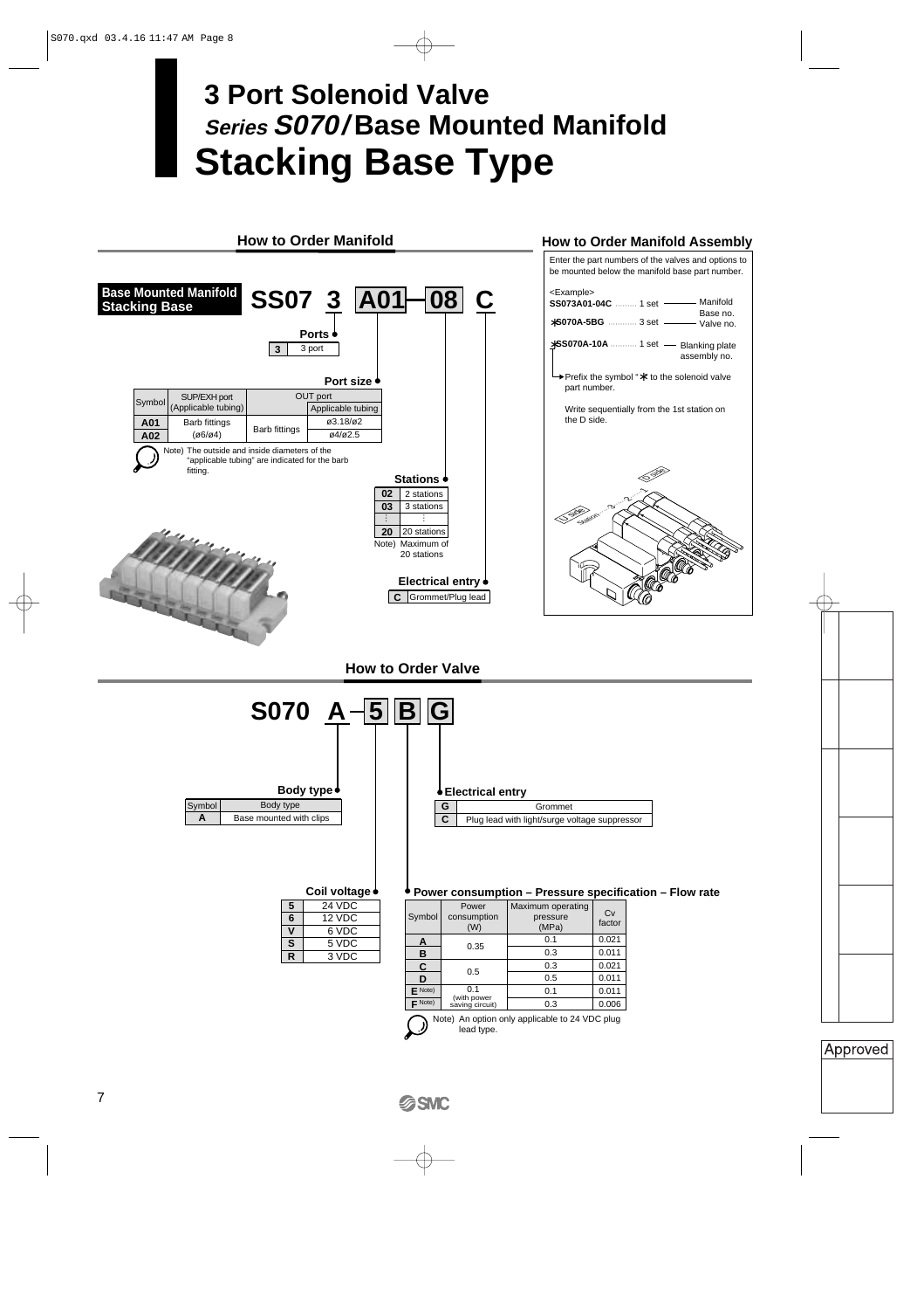# 3 Port Solenoid Valve
## Series S070/Base Mounted Manifold
# Stacking Base Type

## How to Order Manifold

**Base Mounted Manifold Stacking Base**

**SS07 3 A01 — 08 C**

**Ports**

| | |
|---|---|
| 3 | 3 port |

**Port size**

| Symbol | SUP/EXH port (Applicable tubing) | OUT port | |
|---|---|---|---|
| | | | Applicable tubing |
| A01 | Barb fittings (ø6/ø4) | Barb fittings | ø3.18/ø2 |
| A02 | | | ø4/ø2.5 |

Note) The outside and inside diameters of the "applicable tubing" are indicated for the barb fitting.

**Stations**

| | |
|---|---|
| 02 | 2 stations |
| 03 | 3 stations |
| ⋮ | ⋮ |
| 20 | 20 stations |

Note) Maximum of 20 stations

**Electrical entry**

| | |
|---|---|
| C | Grommet/Plug lead |

## How to Order Manifold Assembly

Enter the part numbers of the valves and options to be mounted below the manifold base part number.

<Example>

**SS073A01-04C** ......... 1 set — Manifold Base no.
***S070A-5BG** ............ 3 set — Valve no.
***SS070A-10A** ........... 1 set — Blanking plate assembly no.

Prefix the symbol "*" to the solenoid valve part number.

Write sequentially from the 1st station on the D side.

## How to Order Valve

**S070 A — 5 B G**

**Body type**

| Symbol | Body type |
|---|---|
| A | Base mounted with clips |

**Coil voltage**

| | |
|---|---|
| 5 | 24 VDC |
| 6 | 12 VDC |
| V | 6 VDC |
| S | 5 VDC |
| R | 3 VDC |

**Electrical entry**

| | |
|---|---|
| G | Grommet |
| C | Plug lead with light/surge voltage suppressor |

**Power consumption – Pressure specification – Flow rate**

| Symbol | Power consumption (W) | Maximum operating pressure (MPa) | Cv factor |
|---|---|---|---|
| A | 0.35 | 0.1 | 0.021 |
| B | | 0.3 | 0.011 |
| C | 0.5 | 0.3 | 0.021 |
| D | | 0.5 | 0.011 |
| E Note) | 0.1 (with power saving circuit) | 0.1 | 0.011 |
| F Note) | | 0.3 | 0.006 |

Note) An option only applicable to 24 VDC plug lead type.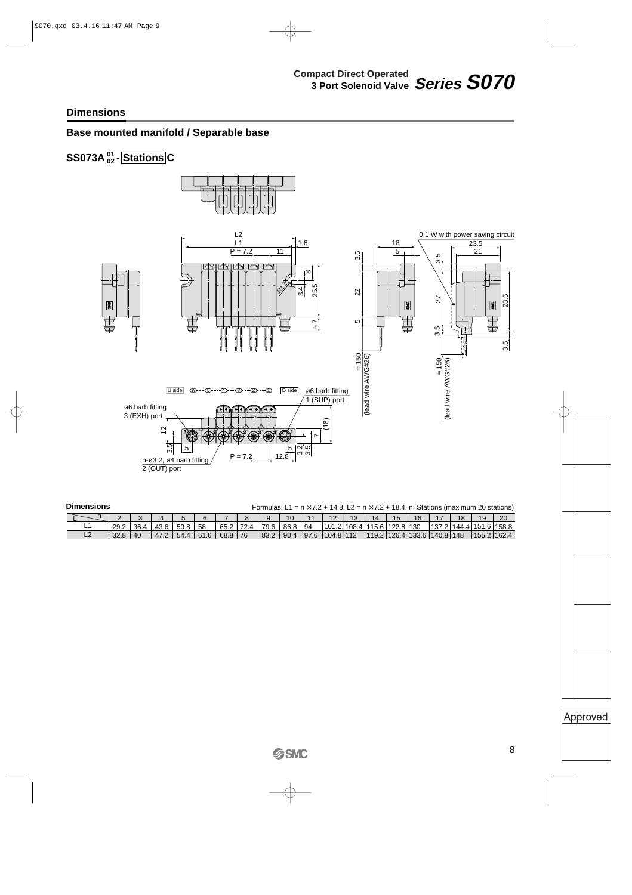# Compact Direct Operated 3 Port Solenoid Valve *Series S070*

## Dimensions

### Base mounted manifold / Separable base

**SS073A $^{01}_{02}$ - Stations C**

U side ⑳---⑤---④---③---②---① D side

ø6 barb fitting 1 (SUP) port

ø6 barb fitting 3 (EXH) port

n-ø3.2, ø4 barb fitting 2 (OUT) port

0.1 W with power saving circuit

≒150 (lead wire AWG#26)

**Dimensions**

Formulas: L1 = n × 7.2 + 14.8, L2 = n × 7.2 + 18.4, n: Stations (maximum 20 stations)

| L \ n | 2 | 3 | 4 | 5 | 6 | 7 | 8 | 9 | 10 | 11 | 12 | 13 | 14 | 15 | 16 | 17 | 18 | 19 | 20 |
|---|---|---|---|---|---|---|---|---|---|---|---|---|---|---|---|---|---|---|---|
| L1 | 29.2 | 36.4 | 43.6 | 50.8 | 58 | 65.2 | 72.4 | 79.6 | 86.8 | 94 | 101.2 | 108.4 | 115.6 | 122.8 | 130 | 137.2 | 144.4 | 151.6 | 158.8 |
| L2 | 32.8 | 40 | 47.2 | 54.4 | 61.6 | 68.8 | 76 | 83.2 | 90.4 | 97.6 | 104.8 | 112 | 119.2 | 126.4 | 133.6 | 140.8 | 148 | 155.2 | 162.4 |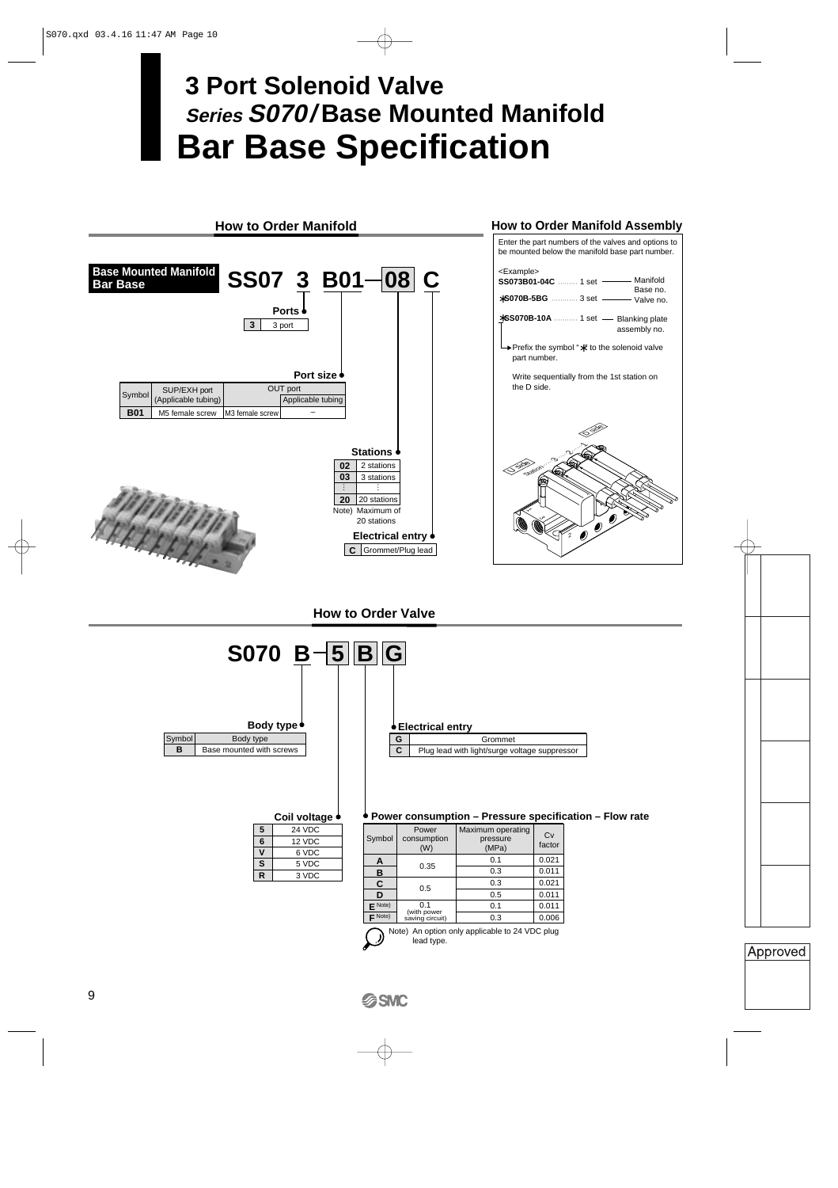# 3 Port Solenoid Valve
## *Series S070*/Base Mounted Manifold
# Bar Base Specification

## How to Order Manifold

**Base Mounted Manifold Bar Base**

**SS07 3 B01 — 08 C**

**Ports**

| 3 | 3 port |
|---|---|

**Port size**

| Symbol | SUP/EXH port (Applicable tubing) | OUT port | |
|---|---|---|---|
| | | | Applicable tubing |
| **B01** | M5 female screw | M3 female screw | – |

**Stations**

| 02 | 2 stations |
|---|---|
| 03 | 3 stations |
| ⋮ | ⋮ |
| 20 | 20 stations |

Note) Maximum of 20 stations

**Electrical entry**

| C | Grommet/Plug lead |
|---|---|

## How to Order Manifold Assembly

Enter the part numbers of the valves and options to be mounted below the manifold base part number.

<Example>

**SS073B01-04C** ......... 1 set — Manifold Base no.

**\*S070B-5BG** ............ 3 set — Valve no.

**\*SS070B-10A** ........... 1 set — Blanking plate assembly no.

→ Prefix the symbol "\*" to the solenoid valve part number.

Write sequentially from the 1st station on the D side.

D side, U side, Station 1, 2, 3...

## How to Order Valve

**S070 B — 5 B G**

**Body type**

| Symbol | Body type |
|---|---|
| **B** | Base mounted with screws |

**Coil voltage**

| 5 | 24 VDC |
|---|---|
| 6 | 12 VDC |
| V | 6 VDC |
| S | 5 VDC |
| R | 3 VDC |

**Electrical entry**

| G | Grommet |
|---|---|
| C | Plug lead with light/surge voltage suppressor |

**Power consumption – Pressure specification – Flow rate**

| Symbol | Power consumption (W) | Maximum operating pressure (MPa) | Cv factor |
|---|---|---|---|
| **A** | 0.35 | 0.1 | 0.021 |
| **B** | | 0.3 | 0.011 |
| **C** | 0.5 | 0.3 | 0.021 |
| **D** | | 0.5 | 0.011 |
| **E** Note) | 0.1 (with power saving circuit) | 0.1 | 0.011 |
| **F** Note) | | 0.3 | 0.006 |

Note) An option only applicable to 24 VDC plug lead type.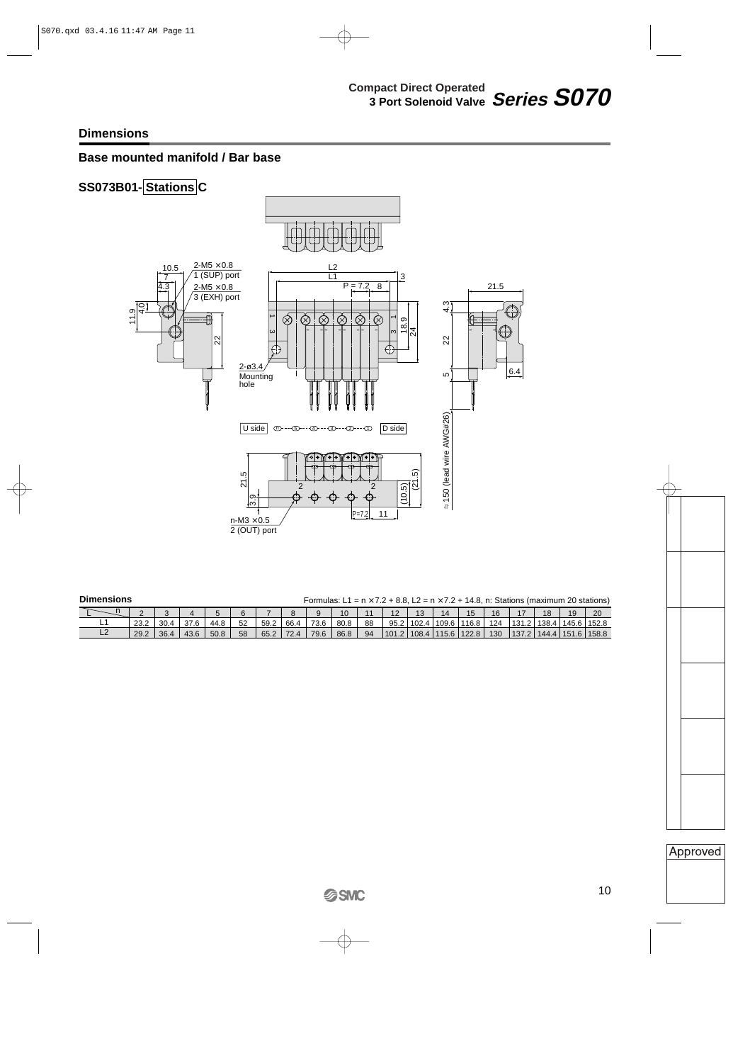## Dimensions

### Base mounted manifold / Bar base

**SS073B01-Stations C**

2-M5 × 0.8
1 (SUP) port

2-M5 × 0.8
3 (EXH) port

2-ø3.4
Mounting hole

U side ⑪ --- ⑤ --- ④ --- ③ --- ② --- ① D side

n-M3 × 0.5
2 (OUT) port

≒150 (lead wire AWG#26)

**Dimensions**

Formulas: L1 = n × 7.2 + 8.8, L2 = n × 7.2 + 14.8, n: Stations (maximum 20 stations)

| L \ n | 2 | 3 | 4 | 5 | 6 | 7 | 8 | 9 | 10 | 11 | 12 | 13 | 14 | 15 | 16 | 17 | 18 | 19 | 20 |
|---|---|---|---|---|---|---|---|---|---|---|---|---|---|---|---|---|---|---|---|
| L1 | 23.2 | 30.4 | 37.6 | 44.8 | 52 | 59.2 | 66.4 | 73.6 | 80.8 | 88 | 95.2 | 102.4 | 109.6 | 116.8 | 124 | 131.2 | 138.4 | 145.6 | 152.8 |
| L2 | 29.2 | 36.4 | 43.6 | 50.8 | 58 | 65.2 | 72.4 | 79.6 | 86.8 | 94 | 101.2 | 108.4 | 115.6 | 122.8 | 130 | 137.2 | 144.4 | 151.6 | 158.8 |

Approved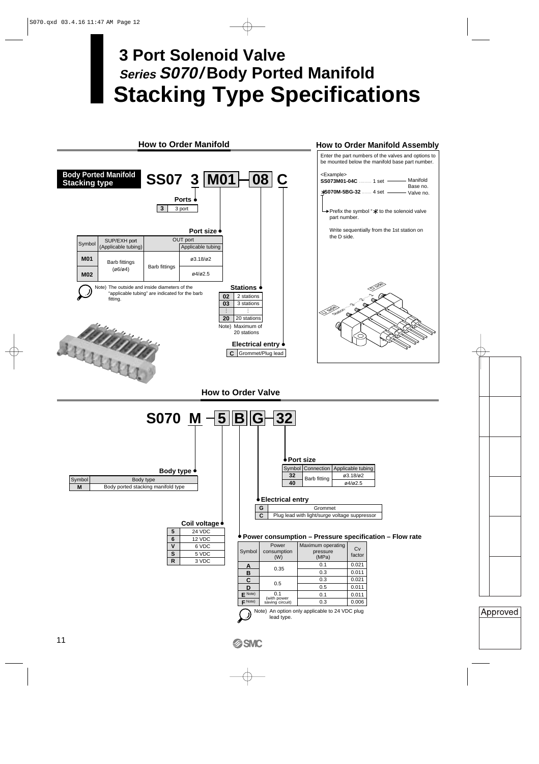# 3 Port Solenoid Valve
## *Series S070*/Body Ported Manifold
# Stacking Type Specifications

## How to Order Manifold

**Body Ported Manifold Stacking type**

**SS07 3 M01 – 08 C**

**Ports**

| 3 | 3 port |
|---|---|

**Port size**

| Symbol | SUP/EXH port (Applicable tubing) | OUT port | |
|---|---|---|---|
| | | | Applicable tubing |
| M01 | Barb fittings (ø6/ø4) | Barb fittings | ø3.18/ø2 |
| M02 | | | ø4/ø2.5 |

Note) The outside and inside diameters of the "applicable tubing" are indicated for the barb fitting.

**Stations**

| 02 | 2 stations |
|---|---|
| 03 | 3 stations |
| ⋮ | ⋮ |
| 20 | 20 stations |

Note) Maximum of 20 stations

**Electrical entry**

| C | Grommet/Plug lead |
|---|---|

## How to Order Manifold Assembly

Enter the part numbers of the valves and options to be mounted below the manifold base part number.

<Example>

**SS073M01-04C** ......... 1 set —— Manifold Base no.

**\*S070M-5BG-32** ....... 4 set —— Valve no.

Prefix the symbol "\*" to the solenoid valve part number.

Write sequentially from the 1st station on the D side.

## How to Order Valve

**S070 M – 5 B G – 32**

**Body type**

| Symbol | Body type |
|---|---|
| M | Body ported stacking manifold type |

**Coil voltage**

| 5 | 24 VDC |
|---|---|
| 6 | 12 VDC |
| V | 6 VDC |
| S | 5 VDC |
| R | 3 VDC |

**Port size**

| Symbol | Connection | Applicable tubing |
|---|---|---|
| 32 | Barb fitting | ø3.18/ø2 |
| 40 | | ø4/ø2.5 |

**Electrical entry**

| G | Grommet |
|---|---|
| C | Plug lead with light/surge voltage suppressor |

**Power consumption – Pressure specification – Flow rate**

| Symbol | Power consumption (W) | Maximum operating pressure (MPa) | Cv factor |
|---|---|---|---|
| A | 0.35 | 0.1 | 0.021 |
| B | | 0.3 | 0.011 |
| C | 0.5 | 0.3 | 0.021 |
| D | | 0.5 | 0.011 |
| E Note) | 0.1 (with power saving circuit) | 0.1 | 0.011 |
| F Note) | | 0.3 | 0.006 |

Note) An option only applicable to 24 VDC plug lead type.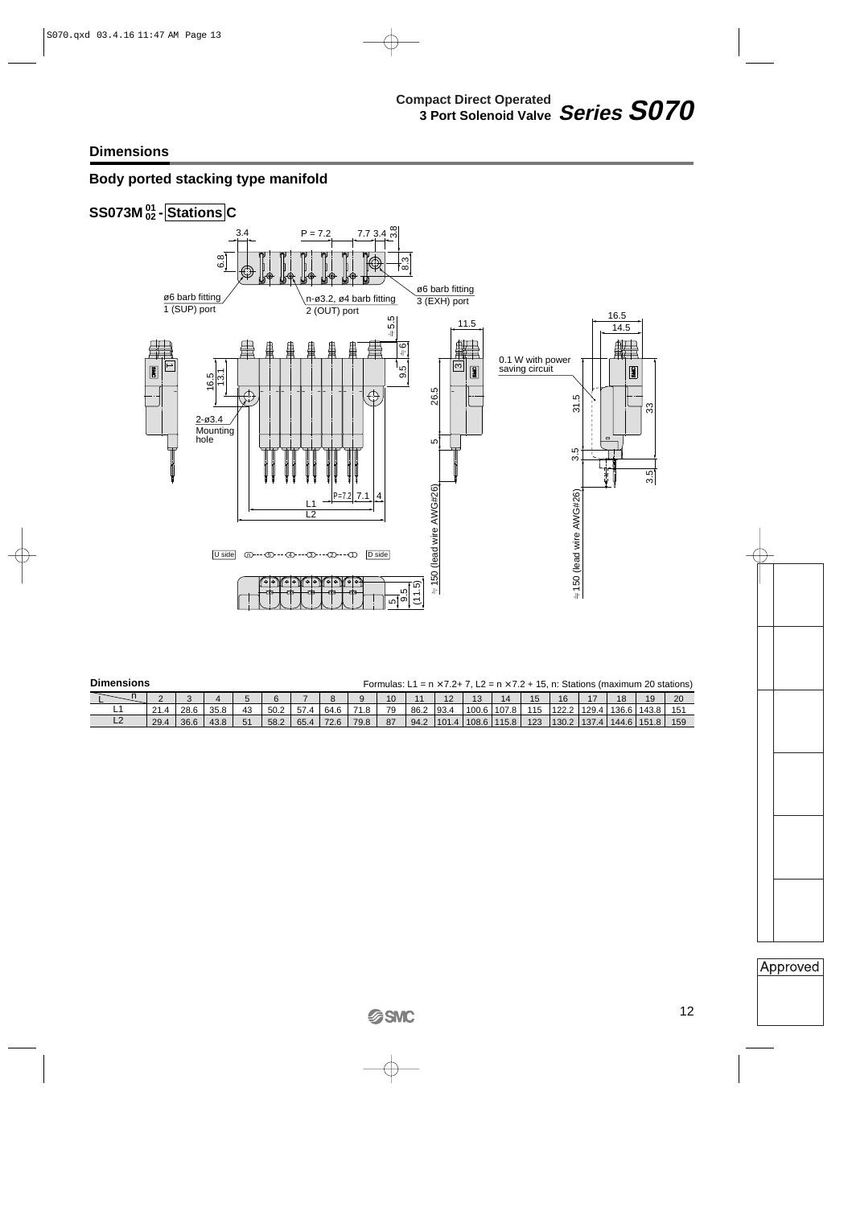## Dimensions

### Body ported stacking type manifold

**SS073M $^{01}_{02}$ - Stations C**

3.4 P = 7.2 7.7 3.4 3.8

6.8 8.3

ø6 barb fitting
1 (SUP) port

n-ø3.2, ø4 barb fitting
2 (OUT) port

ø6 barb fitting
3 (EXH) port

≒5.5 ≒6 9.5 16.5 13.1 26.5 5 11.5

2-ø3.4
Mounting hole

P=7.2 7.1 4
L1
L2

0.1 W with power saving circuit

16.5 14.5 31.5 33 3.5 3.5

≒150 (lead wire AWG#26)

≒150 (lead wire AWG#26)

U side ⓝ---⑤---④---③---②---① D side

5 9.5 (11.5)

**Dimensions** Formulas: L1 = n × 7.2 + 7, L2 = n × 7.2 + 15, n: Stations (maximum 20 stations)

| L \ n | 2 | 3 | 4 | 5 | 6 | 7 | 8 | 9 | 10 | 11 | 12 | 13 | 14 | 15 | 16 | 17 | 18 | 19 | 20 |
|---|---|---|---|---|---|---|---|---|---|---|---|---|---|---|---|---|---|---|---|
| L1 | 21.4 | 28.6 | 35.8 | 43 | 50.2 | 57.4 | 64.6 | 71.8 | 79 | 86.2 | 93.4 | 100.6 | 107.8 | 115 | 122.2 | 129.4 | 136.6 | 143.8 | 151 |
| L2 | 29.4 | 36.6 | 43.8 | 51 | 58.2 | 65.4 | 72.6 | 79.8 | 87 | 94.2 | 101.4 | 108.6 | 115.8 | 123 | 130.2 | 137.4 | 144.6 | 151.8 | 159 |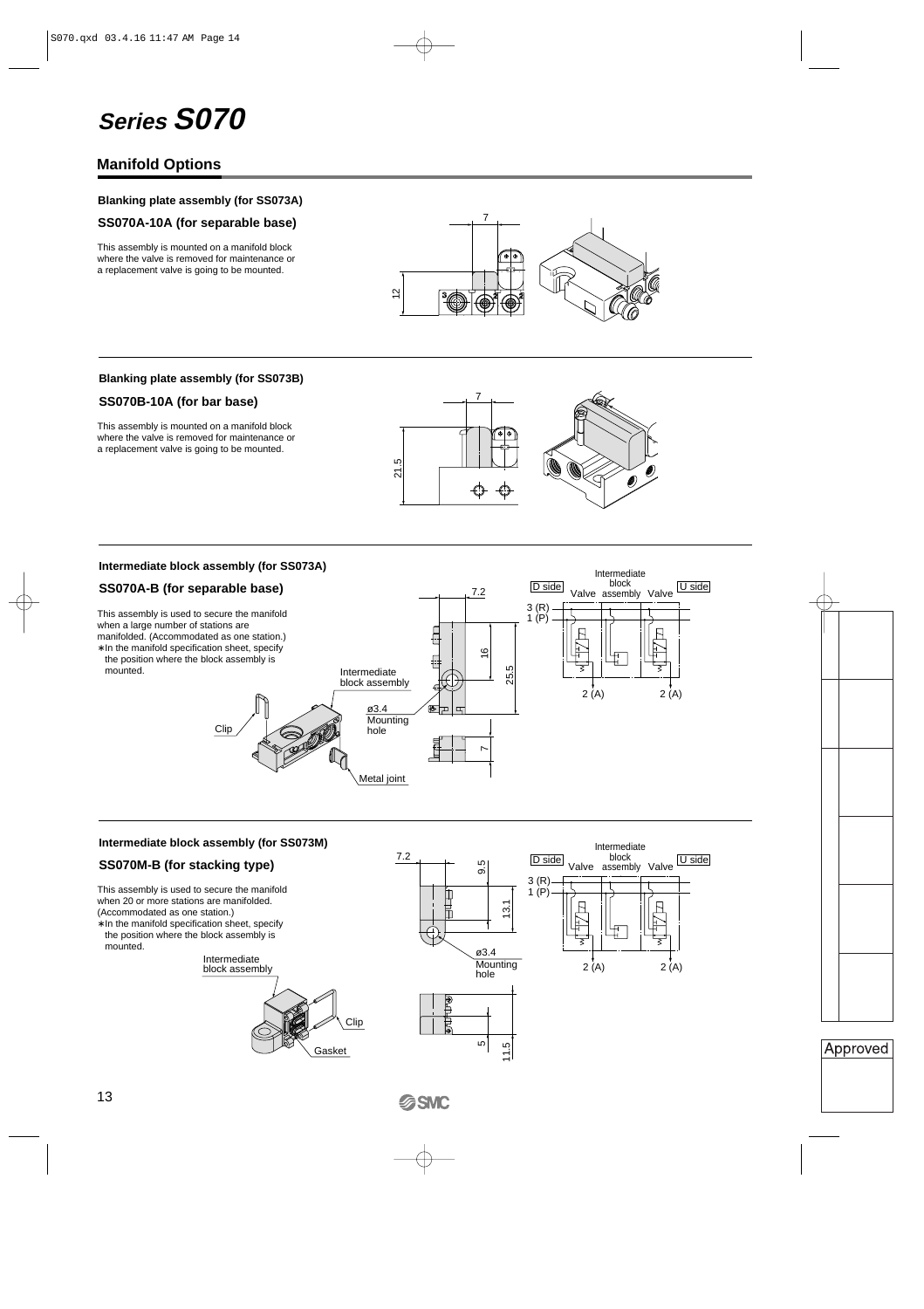# Series S070

## Manifold Options

#### Blanking plate assembly (for SS073A)

### SS070A-10A (for separable base)

This assembly is mounted on a manifold block where the valve is removed for maintenance or a replacement valve is going to be mounted.

#### Blanking plate assembly (for SS073B)

### SS070B-10A (for bar base)

This assembly is mounted on a manifold block where the valve is removed for maintenance or a replacement valve is going to be mounted.

#### Intermediate block assembly (for SS073A)

### SS070A-B (for separable base)

This assembly is used to secure the manifold when a large number of stations are manifolded. (Accommodated as one station.)
∗In the manifold specification sheet, specify the position where the block assembly is mounted.

#### Intermediate block assembly (for SS073M)

### SS070M-B (for stacking type)

This assembly is used to secure the manifold when 20 or more stations are manifolded. (Accommodated as one station.)
∗In the manifold specification sheet, specify the position where the block assembly is mounted.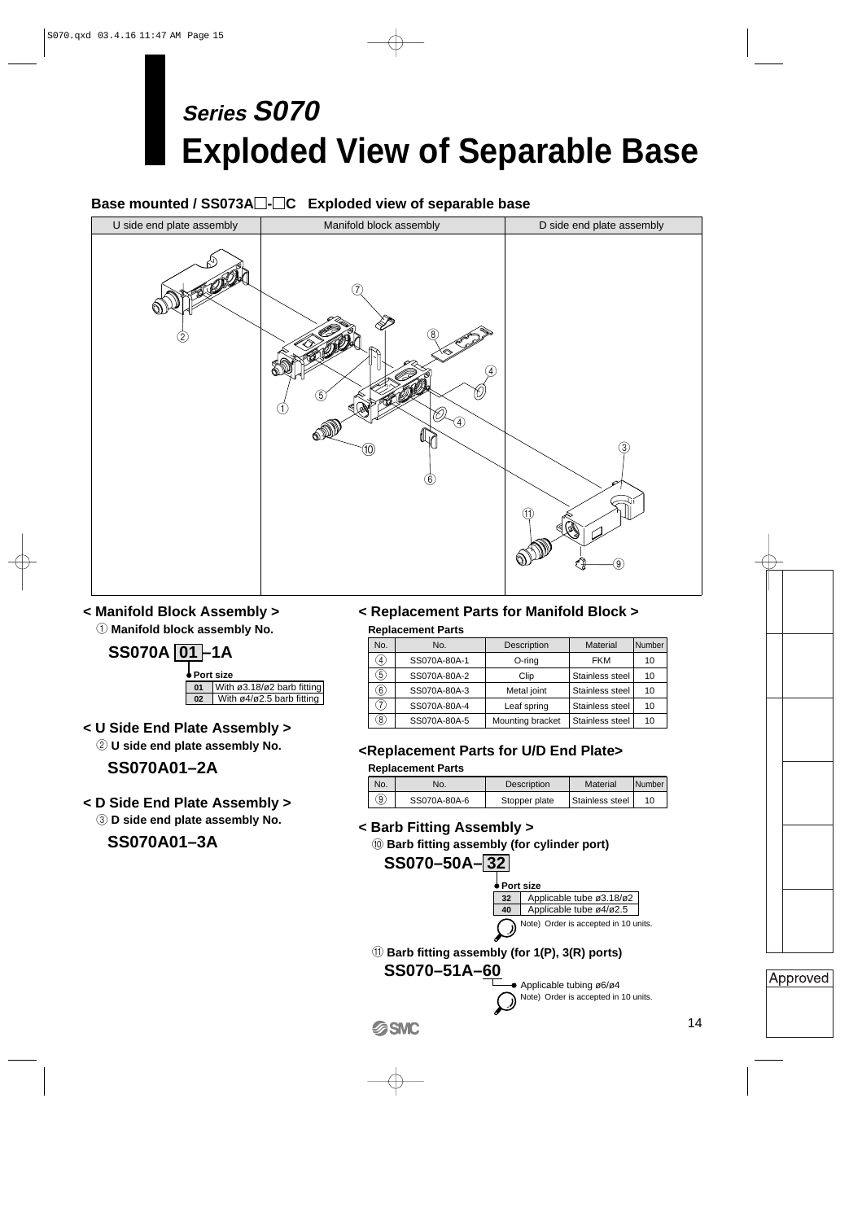# Series S070

# Exploded View of Separable Base

### Base mounted / SS073A□-□C Exploded view of separable base

| U side end plate assembly | Manifold block assembly | D side end plate assembly |
|---|---|---|

## < Manifold Block Assembly >

① Manifold block assembly No.

**SS070A 01 –1A**

Port size

| | |
|---|---|
| 01 | With ø3.18/ø2 barb fitting |
| 02 | With ø4/ø2.5 barb fitting |

## < U Side End Plate Assembly >

② U side end plate assembly No.

**SS070A01–2A**

## < D Side End Plate Assembly >

③ D side end plate assembly No.

**SS070A01–3A**

## < Replacement Parts for Manifold Block >

**Replacement Parts**

| No. | No. | Description | Material | Number |
|---|---|---|---|---|
| ④ | SS070A-80A-1 | O-ring | FKM | 10 |
| ⑤ | SS070A-80A-2 | Clip | Stainless steel | 10 |
| ⑥ | SS070A-80A-3 | Metal joint | Stainless steel | 10 |
| ⑦ | SS070A-80A-4 | Leaf spring | Stainless steel | 10 |
| ⑧ | SS070A-80A-5 | Mounting bracket | Stainless steel | 10 |

## <Replacement Parts for U/D End Plate>

**Replacement Parts**

| No. | No. | Description | Material | Number |
|---|---|---|---|---|
| ⑨ | SS070A-80A-6 | Stopper plate | Stainless steel | 10 |

## < Barb Fitting Assembly >

⑩ Barb fitting assembly (for cylinder port)

**SS070–50A– 32**

Port size

| | |
|---|---|
| 32 | Applicable tube ø3.18/ø2 |
| 40 | Applicable tube ø4/ø2.5 |

Note) Order is accepted in 10 units.

⑪ Barb fitting assembly (for 1(P), 3(R) ports)

**SS070–51A–60**

Applicable tubing ø6/ø4

Note) Order is accepted in 10 units.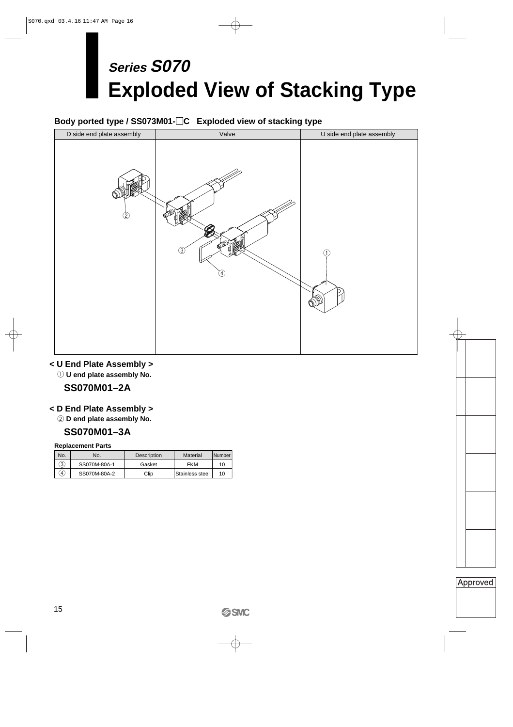# *Series S070*
# Exploded View of Stacking Type

### Body ported type / SS073M01-□C Exploded view of stacking type

| D side end plate assembly | Valve | U side end plate assembly |
|---|---|---|
| ② | ③ ④ | ① |

**< U End Plate Assembly >**

① **U end plate assembly No.**

**SS070M01–2A**

**< D End Plate Assembly >**

② **D end plate assembly No.**

**SS070M01–3A**

**Replacement Parts**

| No. | No. | Description | Material | Number |
|---|---|---|---|---|
| ③ | SS070M-80A-1 | Gasket | FKM | 10 |
| ④ | SS070M-80A-2 | Clip | Stainless steel | 10 |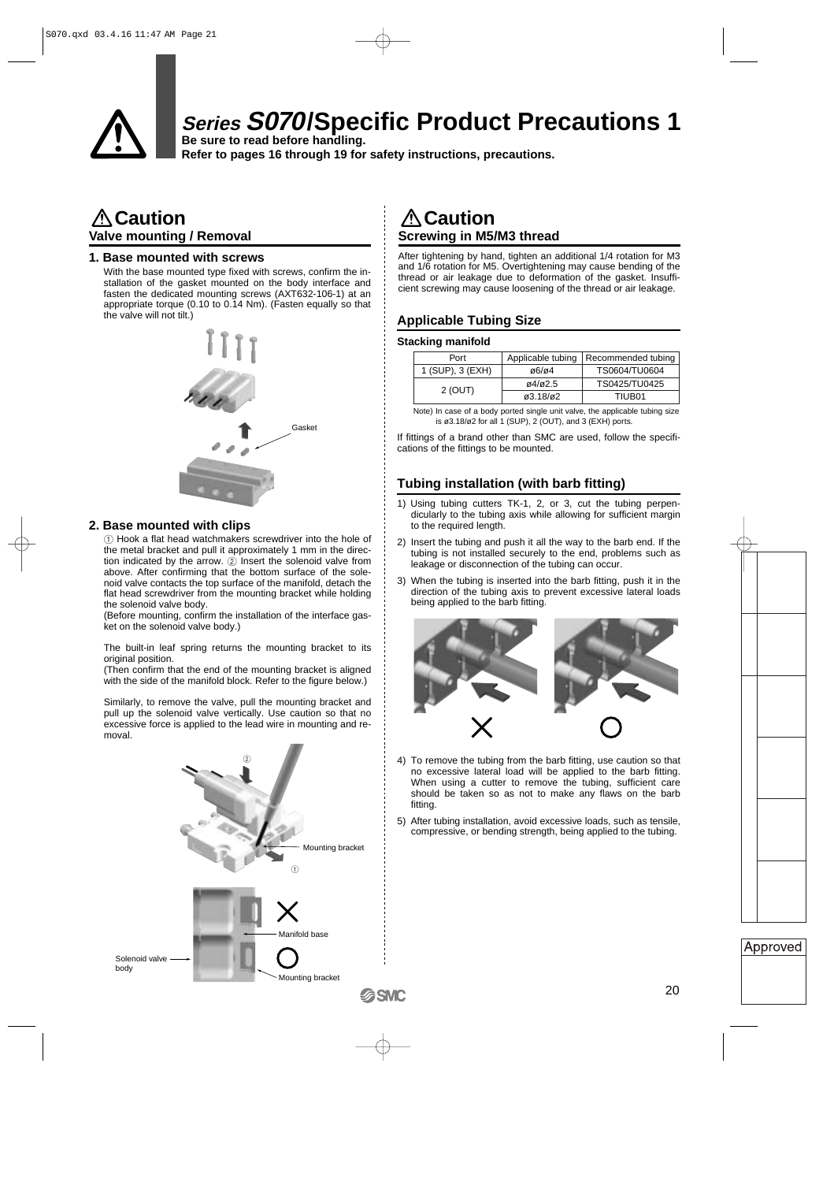# Series S070/Specific Product Precautions 1

**Be sure to read before handling.**
**Refer to pages 16 through 19 for safety instructions, precautions.**

## ⚠ Caution

### Valve mounting / Removal

#### 1. Base mounted with screws

With the base mounted type fixed with screws, confirm the installation of the gasket mounted on the body interface and fasten the dedicated mounting screws (AXT632-106-1) at an appropriate torque (0.10 to 0.14 Nm). (Fasten equally so that the valve will not tilt.)

Gasket

#### 2. Base mounted with clips

① Hook a flat head watchmakers screwdriver into the hole of the metal bracket and pull it approximately 1 mm in the direction indicated by the arrow. ② Insert the solenoid valve from above. After confirming that the bottom surface of the solenoid valve contacts the top surface of the manifold, detach the flat head screwdriver from the mounting bracket while holding the solenoid valve body.
(Before mounting, confirm the installation of the interface gasket on the solenoid valve body.)

The built-in leaf spring returns the mounting bracket to its original position.
(Then confirm that the end of the mounting bracket is aligned with the side of the manifold block. Refer to the figure below.)

Similarly, to remove the valve, pull the mounting bracket and pull up the solenoid valve vertically. Use caution so that no excessive force is applied to the lead wire in mounting and removal.

Mounting bracket
Manifold base
Solenoid valve body
Mounting bracket

## ⚠ Caution

### Screwing in M5/M3 thread

After tightening by hand, tighten an additional 1/4 rotation for M3 and 1/6 rotation for M5. Overtightening may cause bending of the thread or air leakage due to deformation of the gasket. Insufficient screwing may cause loosening of the thread or air leakage.

### Applicable Tubing Size

**Stacking manifold**

| Port | Applicable tubing | Recommended tubing |
|---|---|---|
| 1 (SUP), 3 (EXH) | ø6/ø4 | TS0604/TU0604 |
| 2 (OUT) | ø4/ø2.5 | TS0425/TU0425 |
| | ø3.18/ø2 | TIUB01 |

Note) In case of a body ported single unit valve, the applicable tubing size is ø3.18/ø2 for all 1 (SUP), 2 (OUT), and 3 (EXH) ports.

If fittings of a brand other than SMC are used, follow the specifications of the fittings to be mounted.

### Tubing installation (with barb fitting)

1) Using tubing cutters TK-1, 2, or 3, cut the tubing perpendicularly to the tubing axis while allowing for sufficient margin to the required length.
2) Insert the tubing and push it all the way to the barb end. If the tubing is not installed securely to the end, problems such as leakage or disconnection of the tubing can occur.
3) When the tubing is inserted into the barb fitting, push it in the direction of the tubing axis to prevent excessive lateral loads being applied to the barb fitting.

4) To remove the tubing from the barb fitting, use caution so that no excessive lateral load will be applied to the barb fitting. When using a cutter to remove the tubing, sufficient care should be taken so as not to make any flaws on the barb fitting.
5) After tubing installation, avoid excessive loads, such as tensile, compressive, or bending strength, being applied to the tubing.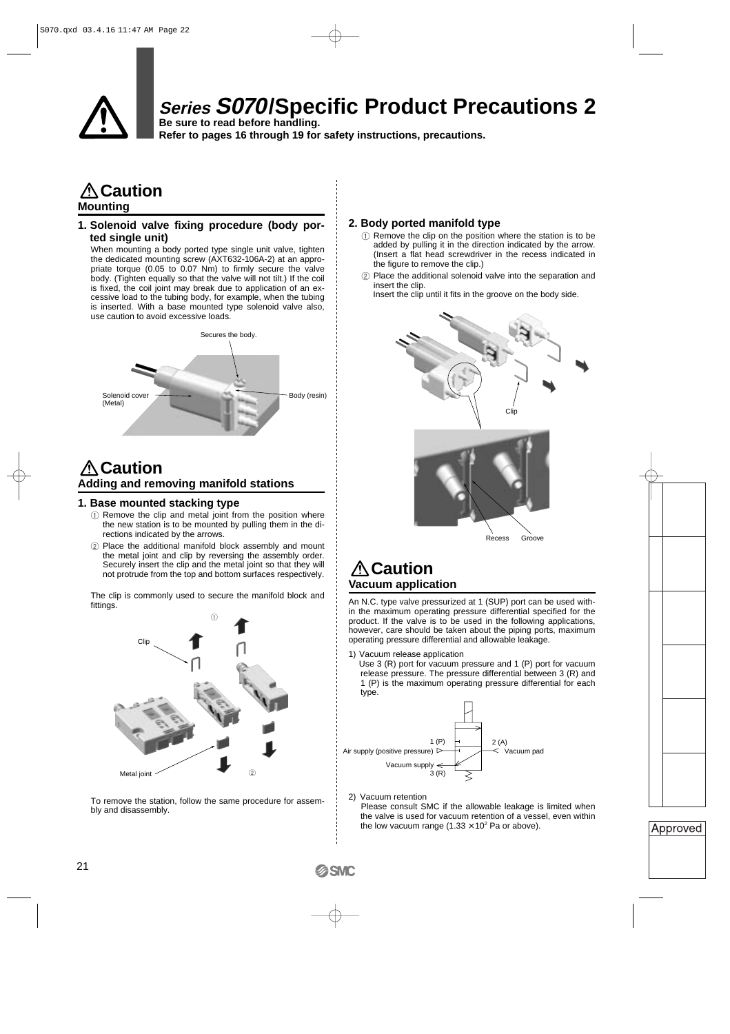# Series S070/Specific Product Precautions 2

**Be sure to read before handling.**
**Refer to pages 16 through 19 for safety instructions, precautions.**

## ⚠ Caution

### Mounting

**1. Solenoid valve fixing procedure (body ported single unit)**

When mounting a body ported type single unit valve, tighten the dedicated mounting screw (AXT632-106A-2) at an appropriate torque (0.05 to 0.07 Nm) to firmly secure the valve body. (Tighten equally so that the valve will not tilt.) If the coil is fixed, the coil joint may break due to application of an excessive load to the tubing body, for example, when the tubing is inserted. With a base mounted type solenoid valve also, use caution to avoid excessive loads.

Secures the body.
Solenoid cover (Metal)
Body (resin)

## ⚠ Caution

### Adding and removing manifold stations

**1. Base mounted stacking type**

① Remove the clip and metal joint from the position where the new station is to be mounted by pulling them in the directions indicated by the arrows.

② Place the additional manifold block assembly and mount the metal joint and clip by reversing the assembly order. Securely insert the clip and the metal joint so that they will not protrude from the top and bottom surfaces respectively.

The clip is commonly used to secure the manifold block and fittings.

Clip
Metal joint

To remove the station, follow the same procedure for assembly and disassembly.

**2. Body ported manifold type**

① Remove the clip on the position where the station is to be added by pulling it in the direction indicated by the arrow. (Insert a flat head screwdriver in the recess indicated in the figure to remove the clip.)

② Place the additional solenoid valve into the separation and insert the clip.
Insert the clip until it fits in the groove on the body side.

Clip
Recess Groove

## ⚠ Caution

### Vacuum application

An N.C. type valve pressurized at 1 (SUP) port can be used within the maximum operating pressure differential specified for the product. If the valve is to be used in the following applications, however, care should be taken about the piping ports, maximum operating pressure differential and allowable leakage.

1) Vacuum release application
Use 3 (R) port for vacuum pressure and 1 (P) port for vacuum release pressure. The pressure differential between 3 (R) and 1 (P) is the maximum operating pressure differential for each type.

1 (P) 2 (A)
Air supply (positive pressure) Vacuum pad
Vacuum supply 3 (R)

2) Vacuum retention
Please consult SMC if the allowable leakage is limited when the valve is used for vacuum retention of a vessel, even within the low vacuum range ($1.33 \times 10^2$ Pa or above).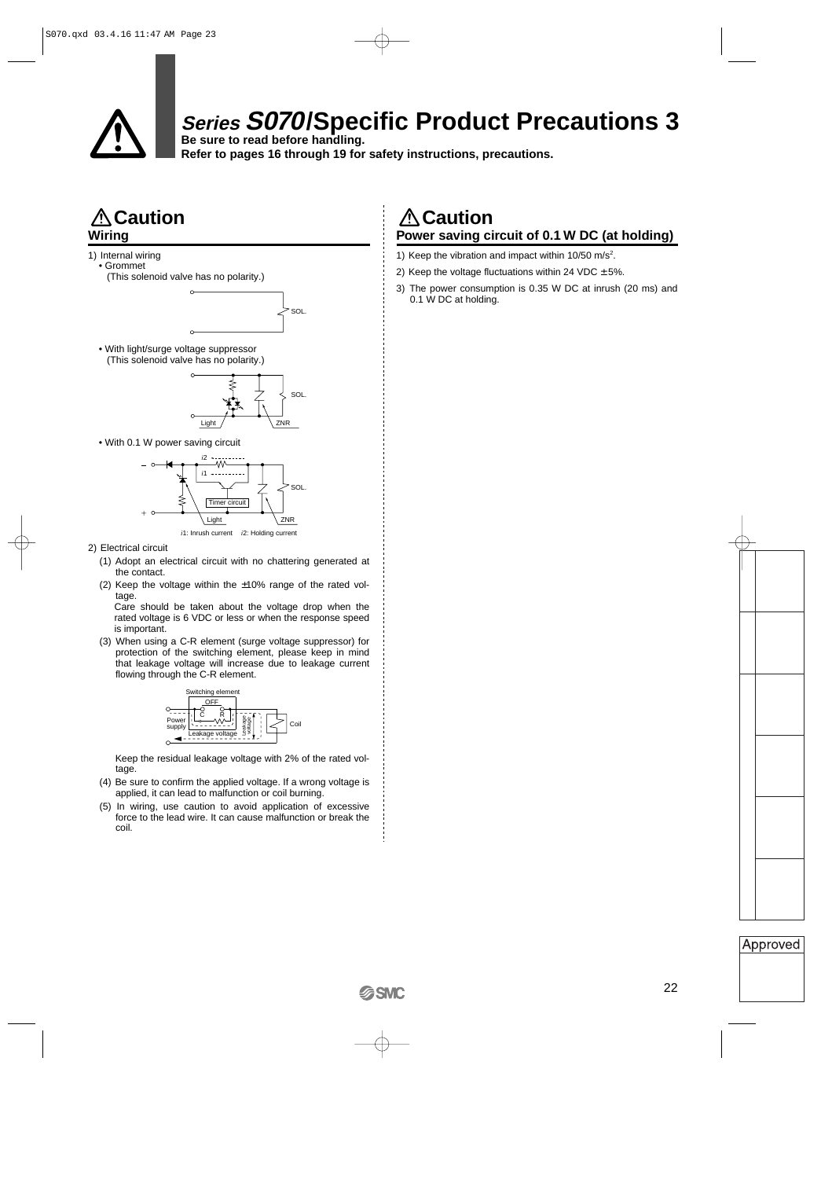# *Series S070*/Specific Product Precautions 3

**Be sure to read before handling.**
**Refer to pages 16 through 19 for safety instructions, precautions.**

## ⚠ Caution

### Wiring

1) Internal wiring
   • Grommet
   (This solenoid valve has no polarity.)

SOL.

   • With light/surge voltage suppressor
   (This solenoid valve has no polarity.)

SOL.
Light
ZNR

   • With 0.1 W power saving circuit

–
+
i2
i1
SOL.
Timer circuit
Light
ZNR

*i*1: Inrush current *i*2: Holding current

2) Electrical circuit
   (1) Adopt an electrical circuit with no chattering generated at the contact.
   (2) Keep the voltage within the ±10% range of the rated voltage.
   Care should be taken about the voltage drop when the rated voltage is 6 VDC or less or when the response speed is important.
   (3) When using a C-R element (surge voltage suppressor) for protection of the switching element, please keep in mind that leakage voltage will increase due to leakage current flowing through the C-R element.

Switching element
OFF
C
R
Power supply
Leakage voltage
Leakage voltage
Coil

   Keep the residual leakage voltage with 2% of the rated voltage.
   (4) Be sure to confirm the applied voltage. If a wrong voltage is applied, it can lead to malfunction or coil burning.
   (5) In wiring, use caution to avoid application of excessive force to the lead wire. It can cause malfunction or break the coil.

## ⚠ Caution

### Power saving circuit of 0.1 W DC (at holding)

1) Keep the vibration and impact within 10/50 $m/s^2$.
2) Keep the voltage fluctuations within 24 VDC ± 5%.
3) The power consumption is 0.35 W DC at inrush (20 ms) and 0.1 W DC at holding.

Approved